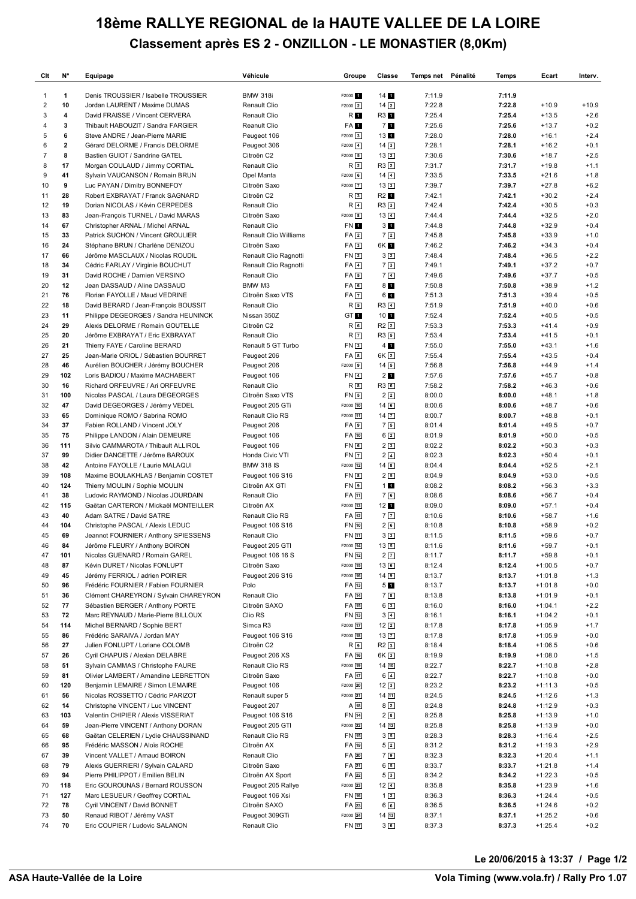# 18ème RALLYE REGIONAL de la HAUTE VALLEE DE LA LOIRE

## Classement après ES 2 - ONZILLON - LE MONASTIER (8,0Km)

| Clt | N° | Equipage | Véhicule | Groupe | Classe | Temps net | Pénalité | Temps | Ecart | Interv. |
|---|---|---|---|---|---|---|---|---|---|---|
| 1 | 1 | Denis TROUSSIER / Isabelle TROUSSIER | BMW 318i | F2000 1 | 14 1 | 7:11.9 | | 7:11.9 | | |
| 2 | 10 | Jordan LAURENT / Maxime DUMAS | Renault Clio | F2000 2 | 14 2 | 7:22.8 | | 7:22.8 | +10.9 | +10.9 |
| 3 | 4 | David FRAISSE / Vincent CERVERA | Renault Clio | R 1 | R3 1 | 7:25.4 | | 7:25.4 | +13.5 | +2.6 |
| 4 | 3 | Thibault HABOUZIT / Sandra FARGIER | Reanult Clio | FA 1 | 7 1 | 7:25.6 | | 7:25.6 | +13.7 | +0.2 |
| 5 | 6 | Steve ANDRE / Jean-Pierre MARIE | Peugeot 106 | F2000 3 | 13 1 | 7:28.0 | | 7:28.0 | +16.1 | +2.4 |
| 6 | 2 | Gérard DELORME / Francis DELORME | Peugeot 306 | F2000 4 | 14 3 | 7:28.1 | | 7:28.1 | +16.2 | +0.1 |
| 7 | 8 | Bastien GUIOT / Sandrine GATEL | Citroën C2 | F2000 5 | 13 2 | 7:30.6 | | 7:30.6 | +18.7 | +2.5 |
| 8 | 17 | Morgan COULAUD / Jimmy CORTIAL | Renault Clio | R 2 | R3 2 | 7:31.7 | | 7:31.7 | +19.8 | +1.1 |
| 9 | 41 | Sylvain VAUCANSON / Romain BRUN | Opel Manta | F2000 6 | 14 4 | 7:33.5 | | 7:33.5 | +21.6 | +1.8 |
| 10 | 9 | Luc PAYAN / Dimitry BONNEFOY | Citroën Saxo | F2000 7 | 13 3 | 7:39.7 | | 7:39.7 | +27.8 | +6.2 |
| 11 | 28 | Robert EXBRAYAT / Franck SAGNARD | Citroën C2 | R 3 | R2 1 | 7:42.1 | | 7:42.1 | +30.2 | +2.4 |
| 12 | 19 | Dorian NICOLAS / Kévin CERPEDES | Renault Clio | R 4 | R3 3 | 7:42.4 | | 7:42.4 | +30.5 | +0.3 |
| 13 | 83 | Jean-François TURNEL / David MARAS | Citroën Saxo | F2000 8 | 13 4 | 7:44.4 | | 7:44.4 | +32.5 | +2.0 |
| 14 | 67 | Christopher ARNAL / Michel ARNAL | Renault Clio | FN 1 | 3 1 | 7:44.8 | | 7:44.8 | +32.9 | +0.4 |
| 15 | 33 | Patrick SUCHON / Vincent GROULIER | Renault Clio Williams | FA 2 | 7 2 | 7:45.8 | | 7:45.8 | +33.9 | +1.0 |
| 16 | 24 | Stéphane BRUN / Charlène DENIZOU | Citroën Saxo | FA 3 | 6K 1 | 7:46.2 | | 7:46.2 | +34.3 | +0.4 |
| 17 | 66 | Jérôme MASCLAUX / Nicolas ROUDIL | Renault Clio Ragnotti | FN 2 | 3 2 | 7:48.4 | | 7:48.4 | +36.5 | +2.2 |
| 18 | 34 | Cédric FARLAY / Virginie BOUCHUT | Renault Clio Ragnotti | FA 4 | 7 3 | 7:49.1 | | 7:49.1 | +37.2 | +0.7 |
| 19 | 31 | David ROCHE / Damien VERSINO | Renault Clio | FA 5 | 7 4 | 7:49.6 | | 7:49.6 | +37.7 | +0.5 |
| 20 | 12 | Jean DASSAUD / Aline DASSAUD | BMW M3 | FA 6 | 8 1 | 7:50.8 | | 7:50.8 | +38.9 | +1.2 |
| 21 | 76 | Florian FAYOLLE / Maud VEDRINE | Citroën Saxo VTS | FA 7 | 6 1 | 7:51.3 | | 7:51.3 | +39.4 | +0.5 |
| 22 | 18 | David BERARD / Jean-François BOUSSIT | Renault Clio | R 5 | R3 4 | 7:51.9 | | 7:51.9 | +40.0 | +0.6 |
| 23 | 11 | Philippe DEGEORGES / Sandra HEUNINCK | Nissan 350Z | GT 1 | 10 1 | 7:52.4 | | 7:52.4 | +40.5 | +0.5 |
| 24 | 29 | Alexis DELORME / Romain GOUTELLE | Citroën C2 | R 6 | R2 2 | 7:53.3 | | 7:53.3 | +41.4 | +0.9 |
| 25 | 20 | Jérôme EXBRAYAT / Eric EXBRAYAT | Renault Clio | R 7 | R3 5 | 7:53.4 | | 7:53.4 | +41.5 | +0.1 |
| 26 | 21 | Thierry FAYE / Caroline BERARD | Renault 5 GT Turbo | FN 3 | 4 1 | 7:55.0 | | 7:55.0 | +43.1 | +1.6 |
| 27 | 25 | Jean-Marie ORIOL / Sébastien BOURRET | Peugeot 206 | FA 8 | 6K 2 | 7:55.4 | | 7:55.4 | +43.5 | +0.4 |
| 28 | 46 | Aurélien BOUCHER / Jérémy BOUCHER | Peugeot 206 | F2000 9 | 14 5 | 7:56.8 | | 7:56.8 | +44.9 | +1.4 |
| 29 | 102 | Loris BADIOU / Maxime MACHABERT | Peugeot 106 | FN 4 | 2 1 | 7:57.6 | | 7:57.6 | +45.7 | +0.8 |
| 30 | 16 | Richard ORFEUVRE / Ari ORFEUVRE | Renault Clio | R 8 | R3 6 | 7:58.2 | | 7:58.2 | +46.3 | +0.6 |
| 31 | 100 | Nicolas PASCAL / Laura DEGEORGES | Citroën Saxo VTS | FN 5 | 2 2 | 8:00.0 | | 8:00.0 | +48.1 | +1.8 |
| 32 | 47 | David DEGEORGES / Jérémy VEDEL | Peugeot 205 GTi | F2000 10 | 14 6 | 8:00.6 | | 8:00.6 | +48.7 | +0.6 |
| 33 | 65 | Dominique ROMO / Sabrina ROMO | Renault Clio RS | F2000 11 | 14 7 | 8:00.7 | | 8:00.7 | +48.8 | +0.1 |
| 34 | 37 | Fabien ROLLAND / Vincent JOLY | Peugeot 206 | FA 9 | 7 5 | 8:01.4 | | 8:01.4 | +49.5 | +0.7 |
| 35 | 75 | Philippe LANDON / Alain DEMEURE | Peugeot 106 | FA 10 | 6 2 | 8:01.9 | | 8:01.9 | +50.0 | +0.5 |
| 36 | 111 | Silvio CAMMAROTA / Thibault ALLIROL | Peugeot 106 | FN 6 | 2 3 | 8:02.2 | | 8:02.2 | +50.3 | +0.3 |
| 37 | 99 | Didier DANCETTE / Jérôme BAROUX | Honda Civic VTI | FN 7 | 2 4 | 8:02.3 | | 8:02.3 | +50.4 | +0.1 |
| 38 | 42 | Antoine FAYOLLE / Laurie MALAQUI | BMW 318 IS | F2000 12 | 14 8 | 8:04.4 | | 8:04.4 | +52.5 | +2.1 |
| 39 | 108 | Maxime BOULAKHLAS / Benjamin COSTET | Peugeot 106 S16 | FN 8 | 2 5 | 8:04.9 | | 8:04.9 | +53.0 | +0.5 |
| 40 | 124 | Thierry MOULIN / Sophie MOULIN | Citroën AX GTI | FN 9 | 1 1 | 8:08.2 | | 8:08.2 | +56.3 | +3.3 |
| 41 | 38 | Ludovic RAYMOND / Nicolas JOURDAIN | Renault Clio | FA 11 | 7 6 | 8:08.6 | | 8:08.6 | +56.7 | +0.4 |
| 42 | 115 | Gaëtan CARTERON / Mickaël MONTEILLER | Citroën AX | F2000 13 | 12 1 | 8:09.0 | | 8:09.0 | +57.1 | +0.4 |
| 43 | 40 | Adam SATRE / David SATRE | Renault Clio RS | FA 12 | 7 7 | 8:10.6 | | 8:10.6 | +58.7 | +1.6 |
| 44 | 104 | Christophe PASCAL / Alexis LEDUC | Peugeot 106 S16 | FN 10 | 2 6 | 8:10.8 | | 8:10.8 | +58.9 | +0.2 |
| 45 | 69 | Jeannot FOURNIER / Anthony SPIESSENS | Renault Clio | FN 11 | 3 3 | 8:11.5 | | 8:11.5 | +59.6 | +0.7 |
| 46 | 84 | Jérôme FLEURY / Anthony BOIRON | Peugeot 205 GTI | F2000 14 | 13 5 | 8:11.6 | | 8:11.6 | +59.7 | +0.1 |
| 47 | 101 | Nicolas GUENARD / Romain GAREL | Peugeot 106 16 S | FN 12 | 2 7 | 8:11.7 | | 8:11.7 | +59.8 | +0.1 |
| 48 | 87 | Kévin DURET / Nicolas FONLUPT | Citroën Saxo | F2000 15 | 13 6 | 8:12.4 | | 8:12.4 | +1:00.5 | +0.7 |
| 49 | 45 | Jérémy FERRIOL / adrien POIRIER | Peugeot 206 S16 | F2000 16 | 14 9 | 8:13.7 | | 8:13.7 | +1:01.8 | +1.3 |
| 50 | 96 | Frédéric FOURNIER / Fabien FOURNIER | Polo | FA 13 | 5 1 | 8:13.7 | | 8:13.7 | +1:01.8 | +0.0 |
| 51 | 36 | Clément CHAREYRON / Sylvain CHAREYRON | Renault Clio | FA 14 | 7 8 | 8:13.8 | | 8:13.8 | +1:01.9 | +0.1 |
| 52 | 77 | Sébastien BERGER / Anthony PORTE | Citroën SAXO | FA 15 | 6 3 | 8:16.0 | | 8:16.0 | +1:04.1 | +2.2 |
| 53 | 72 | Marc REYNAUD / Marie-Pierre BILLOUX | Clio RS | FN 13 | 3 4 | 8:16.1 | | 8:16.1 | +1:04.2 | +0.1 |
| 54 | 114 | Michel BERNARD / Sophie BERT | Simca R3 | F2000 17 | 12 2 | 8:17.8 | | 8:17.8 | +1:05.9 | +1.7 |
| 55 | 86 | Frédéric SARAIVA / Jordan MAY | Peugeot 106 S16 | F2000 18 | 13 7 | 8:17.8 | | 8:17.8 | +1:05.9 | +0.0 |
| 56 | 27 | Julien FONLUPT / Loriane COLOMB | Citroën C2 | R 9 | R2 3 | 8:18.4 | | 8:18.4 | +1:06.5 | +0.6 |
| 57 | 26 | Cyril CHAPUIS / Alexian DELABRE | Peugeot 206 XS | FA 16 | 6K 3 | 8:19.9 | | 8:19.9 | +1:08.0 | +1.5 |
| 58 | 51 | Sylvain CAMMAS / Christophe FAURE | Renault Clio RS | F2000 19 | 14 10 | 8:22.7 | | 8:22.7 | +1:10.8 | +2.8 |
| 59 | 81 | Olivier LAMBERT / Amandine LEBRETTON | Citroën Saxo | FA 17 | 6 4 | 8:22.7 | | 8:22.7 | +1:10.8 | +0.0 |
| 60 | 120 | Benjamin LEMAIRE / Simon LEMAIRE | Peugeot 106 | F2000 20 | 12 3 | 8:23.2 | | 8:23.2 | +1:11.3 | +0.5 |
| 61 | 56 | Nicolas ROSSETTO / Cédric PARIZOT | Renault super 5 | F2000 21 | 14 11 | 8:24.5 | | 8:24.5 | +1:12.6 | +1.3 |
| 62 | 14 | Christophe VINCENT / Luc VINCENT | Peugeot 207 | A 18 | 8 2 | 8:24.8 | | 8:24.8 | +1:12.9 | +0.3 |
| 63 | 103 | Valentin CHIPIER / Alexis VISSERIAT | Peugeot 106 S16 | FN 14 | 2 8 | 8:25.8 | | 8:25.8 | +1:13.9 | +1.0 |
| 64 | 59 | Jean-Pierre VINCENT / Anthony DORAN | Peugeot 205 GTI | F2000 22 | 14 12 | 8:25.8 | | 8:25.8 | +1:13.9 | +0.0 |
| 65 | 68 | Gaëtan CELERIEN / Lydie CHAUSSINAND | Renault Clio RS | FN 15 | 3 5 | 8:28.3 | | 8:28.3 | +1:16.4 | +2.5 |
| 66 | 95 | Frédéric MASSON / Aloïs ROCHE | Citroën AX | FA 19 | 5 2 | 8:31.2 | | 8:31.2 | +1:19.3 | +2.9 |
| 67 | 39 | Vincent VALLET / Arnaud BOIRON | Renault Clio | FA 20 | 7 9 | 8:32.3 | | 8:32.3 | +1:20.4 | +1.1 |
| 68 | 79 | Alexis GUERRIERI / Sylvain CALARD | Citroën Saxo | FA 21 | 6 5 | 8:33.7 | | 8:33.7 | +1:21.8 | +1.4 |
| 69 | 94 | Pierre PHILIPPOT / Emilien BELIN | Citroën AX Sport | FA 22 | 5 3 | 8:34.2 | | 8:34.2 | +1:22.3 | +0.5 |
| 70 | 118 | Eric GOUROUNAS / Bernard ROUSSON | Peugeot 205 Rallye | F2000 23 | 12 4 | 8:35.8 | | 8:35.8 | +1:23.9 | +1.6 |
| 71 | 127 | Marc LESUEUR / Geoffrey CORTIAL | Peugeot 106 Xsi | FN 16 | 1 2 | 8:36.3 | | 8:36.3 | +1:24.4 | +0.5 |
| 72 | 78 | Cyril VINCENT / David BONNET | Citroën SAXO | FA 23 | 6 6 | 8:36.5 | | 8:36.5 | +1:24.6 | +0.2 |
| 73 | 50 | Renaud RIBOT / Jérémy VAST | Peugeot 309GTi | F2000 24 | 14 13 | 8:37.1 | | 8:37.1 | +1:25.2 | +0.6 |
| 74 | 70 | Eric COUPIER / Ludovic SALANON | Renault Clio | FN 17 | 3 6 | 8:37.3 | | 8:37.3 | +1:25.4 | +0.2 |

Le 20/06/2015 à 13:37

ASA Haute-Vallée de la Loire

Vola Timing (www.vola.fr) / Rally Pro 1.07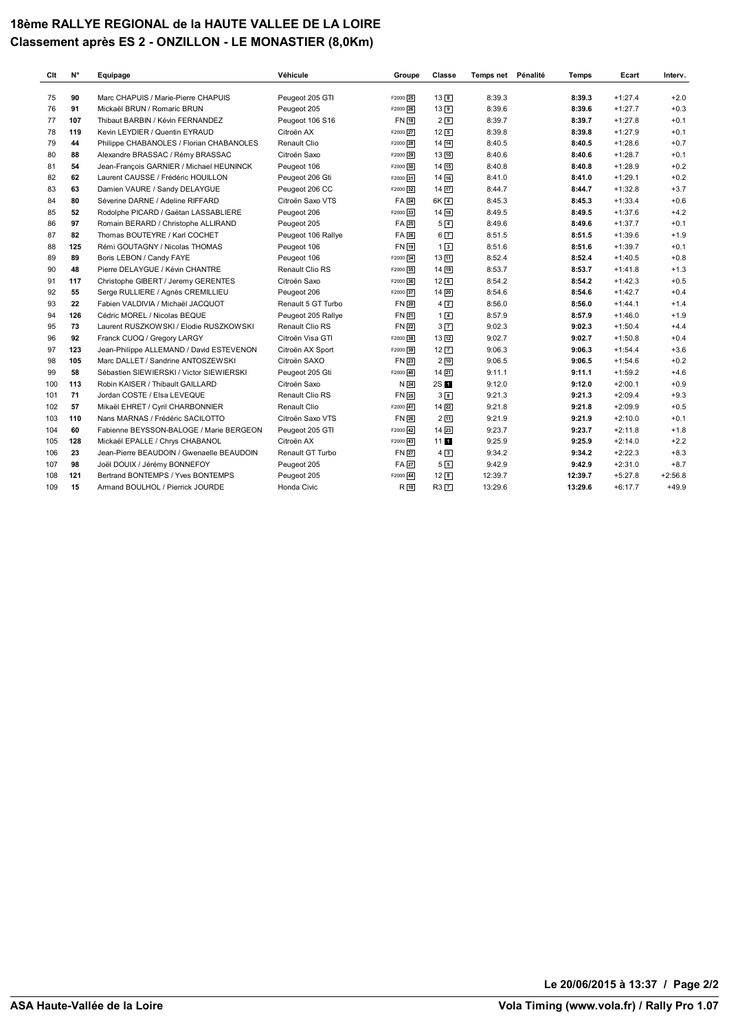# 18ème RALLYE REGIONAL de la HAUTE VALLEE DE LA LOIRE

## Classement après ES 2 - ONZILLON - LE MONASTIER (8,0Km)

| Clt | N° | Equipage | Véhicule | Groupe | Classe | Temps net | Pénalité | Temps | Ecart | Interv. |
|---|---|---|---|---|---|---|---|---|---|---|
| 75 | **90** | Marc CHAPUIS / Marie-Pierre CHAPUIS | Peugeot 205 GTI | F2000 25 | 13 8 | 8:39.3 | | **8:39.3** | +1:27.4 | +2.0 |
| 76 | **91** | Mickaël BRUN / Romaric BRUN | Peugeot 205 | F2000 26 | 13 9 | 8:39.6 | | **8:39.6** | +1:27.7 | +0.3 |
| 77 | **107** | Thibaut BARBIN / Kévin FERNANDEZ | Peugeot 106 S16 | FN 18 | 2 9 | 8:39.7 | | **8:39.7** | +1:27.8 | +0.1 |
| 78 | **119** | Kevin LEYDIER / Quentin EYRAUD | Citroën AX | F2000 27 | 12 5 | 8:39.8 | | **8:39.8** | +1:27.9 | +0.1 |
| 79 | **44** | Philippe CHABANOLES / Florian CHABANOLES | Renault Clio | F2000 28 | 14 14 | 8:40.5 | | **8:40.5** | +1:28.6 | +0.7 |
| 80 | **88** | Alexandre BRASSAC / Rémy BRASSAC | Citroën Saxo | F2000 29 | 13 10 | 8:40.6 | | **8:40.6** | +1:28.7 | +0.1 |
| 81 | **54** | Jean-François GARNIER / Michael HEUNINCK | Peugeot 106 | F2000 30 | 14 15 | 8:40.8 | | **8:40.8** | +1:28.9 | +0.2 |
| 82 | **62** | Laurent CAUSSE / Frédéric HOUILLON | Peugeot 206 Gti | F2000 31 | 14 16 | 8:41.0 | | **8:41.0** | +1:29.1 | +0.2 |
| 83 | **63** | Damien VAURE / Sandy DELAYGUE | Peugeot 206 CC | F2000 32 | 14 17 | 8:44.7 | | **8:44.7** | +1:32.8 | +3.7 |
| 84 | **80** | Séverine DARNE / Adeline RIFFARD | Citroën Saxo VTS | FA 24 | 6K 4 | 8:45.3 | | **8:45.3** | +1:33.4 | +0.6 |
| 85 | **52** | Rodolphe PICARD / Gaëtan LASSABLIERE | Peugeot 206 | F2000 33 | 14 18 | 8:49.5 | | **8:49.5** | +1:37.6 | +4.2 |
| 86 | **97** | Romain BERARD / Christophe ALLIRAND | Peugeot 205 | FA 25 | 5 4 | 8:49.6 | | **8:49.6** | +1:37.7 | +0.1 |
| 87 | **82** | Thomas BOUTEYRE / Karl COCHET | Peugeot 106 Rallye | FA 26 | 6 7 | 8:51.5 | | **8:51.5** | +1:39.6 | +1.9 |
| 88 | **125** | Rémi GOUTAGNY / Nicolas THOMAS | Peugeot 106 | FN 19 | 1 3 | 8:51.6 | | **8:51.6** | +1:39.7 | +0.1 |
| 89 | **89** | Boris LEBON / Candy FAYE | Peugeot 106 | F2000 34 | 13 11 | 8:52.4 | | **8:52.4** | +1:40.5 | +0.8 |
| 90 | **48** | Pierre DELAYGUE / Kévin CHANTRE | Renault Clio RS | F2000 35 | 14 19 | 8:53.7 | | **8:53.7** | +1:41.8 | +1.3 |
| 91 | **117** | Christophe GIBERT / Jeremy GERENTES | Citroën Saxo | F2000 36 | 12 6 | 8:54.2 | | **8:54.2** | +1:42.3 | +0.5 |
| 92 | **55** | Serge RULLIERE / Agnès CREMILLIEU | Peugeot 206 | F2000 37 | 14 20 | 8:54.6 | | **8:54.6** | +1:42.7 | +0.4 |
| 93 | **22** | Fabien VALDIVIA / Michaël JACQUOT | Renault 5 GT Turbo | FN 20 | 4 2 | 8:56.0 | | **8:56.0** | +1:44.1 | +1.4 |
| 94 | **126** | Cédric MOREL / Nicolas BEQUE | Peugeot 205 Rallye | FN 21 | 1 4 | 8:57.9 | | **8:57.9** | +1:46.0 | +1.9 |
| 95 | **73** | Laurent RUSZKOWSKI / Elodie RUSZKOWSKI | Renault Clio RS | FN 22 | 3 7 | 9:02.3 | | **9:02.3** | +1:50.4 | +4.4 |
| 96 | **92** | Franck CUOQ / Gregory LARGY | Citroën Visa GTI | F2000 38 | 13 12 | 9:02.7 | | **9:02.7** | +1:50.8 | +0.4 |
| 97 | **123** | Jean-Philippe ALLEMAND / David ESTEVENON | Citroën AX Sport | F2000 39 | 12 7 | 9:06.3 | | **9:06.3** | +1:54.4 | +3.6 |
| 98 | **105** | Marc DALLET / Sandrine ANTOSZEWSKI | Citroën SAXO | FN 23 | 2 10 | 9:06.5 | | **9:06.5** | +1:54.6 | +0.2 |
| 99 | **58** | Sébastien SIEWIERSKI / Victor SIEWIERSKI | Peugeot 205 Gti | F2000 40 | 14 21 | 9:11.1 | | **9:11.1** | +1:59.2 | +4.6 |
| 100 | **113** | Robin KAISER / Thibault GAILLARD | Citroën Saxo | N 24 | 2S 1 | 9:12.0 | | **9:12.0** | +2:00.1 | +0.9 |
| 101 | **71** | Jordan COSTE / Elsa LEVEQUE | Renault Clio RS | FN 25 | 3 8 | 9:21.3 | | **9:21.3** | +2:09.4 | +9.3 |
| 102 | **57** | Mikaël EHRET / Cyril CHARBONNIER | Renault Clio | F2000 41 | 14 22 | 9:21.8 | | **9:21.8** | +2:09.9 | +0.5 |
| 103 | **110** | Nans MARNAS / Frédéric SACILOTTO | Citroën Saxo VTS | FN 26 | 2 11 | 9:21.9 | | **9:21.9** | +2:10.0 | +0.1 |
| 104 | **60** | Fabienne BEYSSON-BALOGE / Marie BERGEON | Peugeot 205 GTI | F2000 42 | 14 23 | 9:23.7 | | **9:23.7** | +2:11.8 | +1.8 |
| 105 | **128** | Mickaël EPALLE / Chrys CHABANOL | Citroën AX | F2000 43 | 11 1 | 9:25.9 | | **9:25.9** | +2:14.0 | +2.2 |
| 106 | **23** | Jean-Pierre BEAUDOIN / Gwenaelle BEAUDOIN | Renault GT Turbo | FN 27 | 4 3 | 9:34.2 | | **9:34.2** | +2:22.3 | +8.3 |
| 107 | **98** | Joël DOUIX / Jérémy BONNEFOY | Peugeot 205 | FA 27 | 5 5 | 9:42.9 | | **9:42.9** | +2:31.0 | +8.7 |
| 108 | **121** | Bertrand BONTEMPS / Yves BONTEMPS | Peugeot 205 | F2000 44 | 12 8 | 12:39.7 | | **12:39.7** | +5:27.8 | +2:56.8 |
| 109 | **15** | Armand BOULHOL / Pierrick JOURDE | Honda Civic | R 10 | R3 7 | 13:29.6 | | **13:29.6** | +6:17.7 | +49.9 |

**Le 20/06/2015 à 13:37**

**ASA Haute-Vallée de la Loire**

**Vola Timing (www.vola.fr) / Rally Pro 1.07**